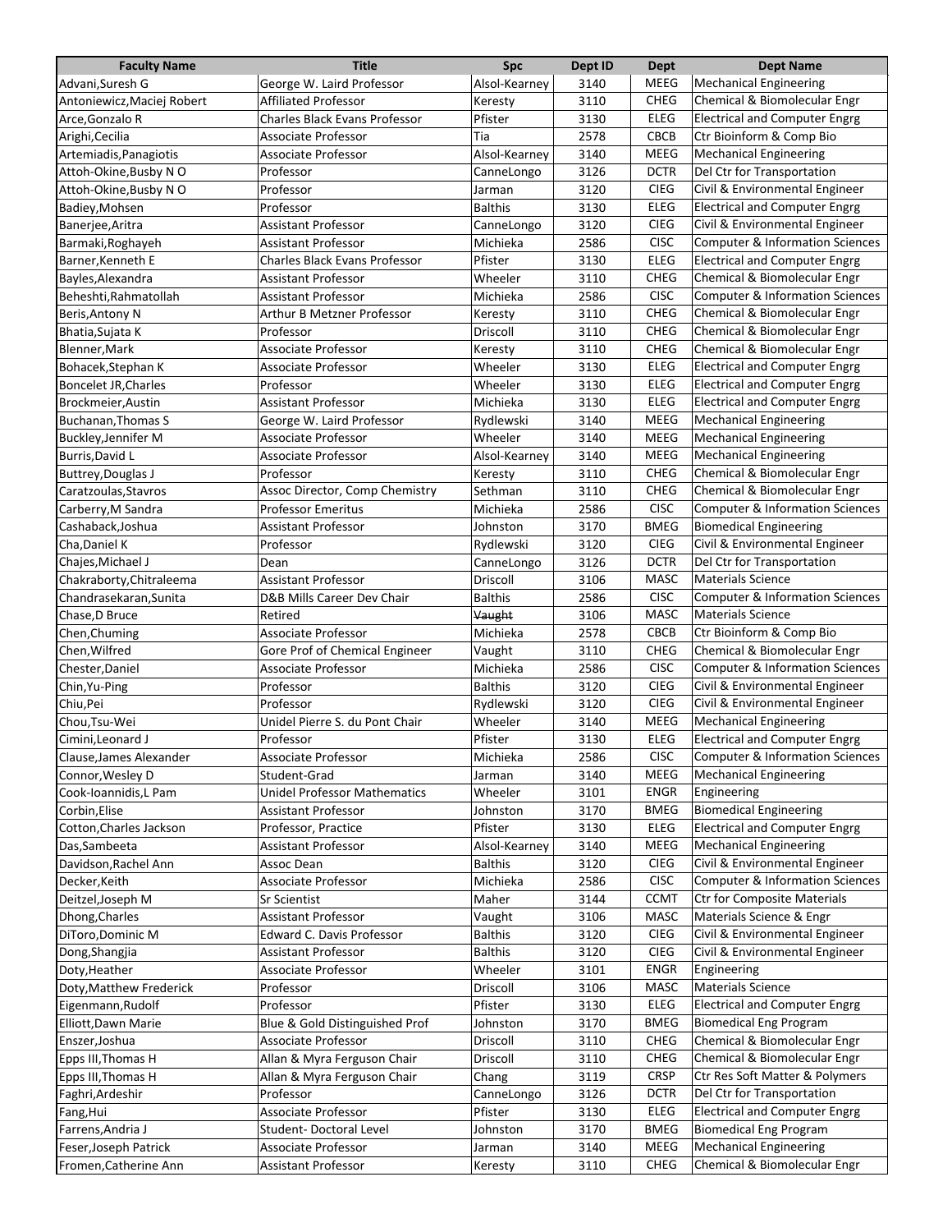| Faculty Name | Title | Spc | Dept ID | Dept | Dept Name |
|---|---|---|---|---|---|
| Advani,Suresh G | George W. Laird Professor | Alsol-Kearney | 3140 | MEEG | Mechanical Engineering |
| Antoniewicz,Maciej Robert | Affiliated Professor | Keresty | 3110 | CHEG | Chemical & Biomolecular Engr |
| Arce,Gonzalo R | Charles Black Evans Professor | Pfister | 3130 | ELEG | Electrical and Computer Engrg |
| Arighi,Cecilia | Associate Professor | Tia | 2578 | CBCB | Ctr Bioinform & Comp Bio |
| Artemiadis,Panagiotis | Associate Professor | Alsol-Kearney | 3140 | MEEG | Mechanical Engineering |
| Attoh-Okine,Busby N O | Professor | CanneLongo | 3126 | DCTR | Del Ctr for Transportation |
| Attoh-Okine,Busby N O | Professor | Jarman | 3120 | CIEG | Civil & Environmental Engineer |
| Badiey,Mohsen | Professor | Balthis | 3130 | ELEG | Electrical and Computer Engrg |
| Banerjee,Aritra | Assistant Professor | CanneLongo | 3120 | CIEG | Civil & Environmental Engineer |
| Barmaki,Roghayeh | Assistant Professor | Michieka | 2586 | CISC | Computer & Information Sciences |
| Barner,Kenneth E | Charles Black Evans Professor | Pfister | 3130 | ELEG | Electrical and Computer Engrg |
| Bayles,Alexandra | Assistant Professor | Wheeler | 3110 | CHEG | Chemical & Biomolecular Engr |
| Beheshti,Rahmatollah | Assistant Professor | Michieka | 2586 | CISC | Computer & Information Sciences |
| Beris,Antony N | Arthur B Metzner Professor | Keresty | 3110 | CHEG | Chemical & Biomolecular Engr |
| Bhatia,Sujata K | Professor | Driscoll | 3110 | CHEG | Chemical & Biomolecular Engr |
| Blenner,Mark | Associate Professor | Keresty | 3110 | CHEG | Chemical & Biomolecular Engr |
| Bohacek,Stephan K | Associate Professor | Wheeler | 3130 | ELEG | Electrical and Computer Engrg |
| Boncelet JR,Charles | Professor | Wheeler | 3130 | ELEG | Electrical and Computer Engrg |
| Brockmeier,Austin | Assistant Professor | Michieka | 3130 | ELEG | Electrical and Computer Engrg |
| Buchanan,Thomas S | George W. Laird Professor | Rydlewski | 3140 | MEEG | Mechanical Engineering |
| Buckley,Jennifer M | Associate Professor | Wheeler | 3140 | MEEG | Mechanical Engineering |
| Burris,David L | Associate Professor | Alsol-Kearney | 3140 | MEEG | Mechanical Engineering |
| Buttrey,Douglas J | Professor | Keresty | 3110 | CHEG | Chemical & Biomolecular Engr |
| Caratzoulas,Stavros | Assoc Director, Comp Chemistry | Sethman | 3110 | CHEG | Chemical & Biomolecular Engr |
| Carberry,M Sandra | Professor Emeritus | Michieka | 2586 | CISC | Computer & Information Sciences |
| Cashaback,Joshua | Assistant Professor | Johnston | 3170 | BMEG | Biomedical Engineering |
| Cha,Daniel K | Professor | Rydlewski | 3120 | CIEG | Civil & Environmental Engineer |
| Chajes,Michael J | Dean | CanneLongo | 3126 | DCTR | Del Ctr for Transportation |
| Chakraborty,Chitraleema | Assistant Professor | Driscoll | 3106 | MASC | Materials Science |
| Chandrasekaran,Sunita | D&B Mills Career Dev Chair | Balthis | 2586 | CISC | Computer & Information Sciences |
| Chase,D Bruce | Retired | ~~Vaught~~ | 3106 | MASC | Materials Science |
| Chen,Chuming | Associate Professor | Michieka | 2578 | CBCB | Ctr Bioinform & Comp Bio |
| Chen,Wilfred | Gore Prof of Chemical Engineer | Vaught | 3110 | CHEG | Chemical & Biomolecular Engr |
| Chester,Daniel | Associate Professor | Michieka | 2586 | CISC | Computer & Information Sciences |
| Chin,Yu-Ping | Professor | Balthis | 3120 | CIEG | Civil & Environmental Engineer |
| Chiu,Pei | Professor | Rydlewski | 3120 | CIEG | Civil & Environmental Engineer |
| Chou,Tsu-Wei | Unidel Pierre S. du Pont Chair | Wheeler | 3140 | MEEG | Mechanical Engineering |
| Cimini,Leonard J | Professor | Pfister | 3130 | ELEG | Electrical and Computer Engrg |
| Clause,James Alexander | Associate Professor | Michieka | 2586 | CISC | Computer & Information Sciences |
| Connor,Wesley D | Student-Grad | Jarman | 3140 | MEEG | Mechanical Engineering |
| Cook-Ioannidis,L Pam | Unidel Professor Mathematics | Wheeler | 3101 | ENGR | Engineering |
| Corbin,Elise | Assistant Professor | Johnston | 3170 | BMEG | Biomedical Engineering |
| Cotton,Charles Jackson | Professor, Practice | Pfister | 3130 | ELEG | Electrical and Computer Engrg |
| Das,Sambeeta | Assistant Professor | Alsol-Kearney | 3140 | MEEG | Mechanical Engineering |
| Davidson,Rachel Ann | Assoc Dean | Balthis | 3120 | CIEG | Civil & Environmental Engineer |
| Decker,Keith | Associate Professor | Michieka | 2586 | CISC | Computer & Information Sciences |
| Deitzel,Joseph M | Sr Scientist | Maher | 3144 | CCMT | Ctr for Composite Materials |
| Dhong,Charles | Assistant Professor | Vaught | 3106 | MASC | Materials Science & Engr |
| DiToro,Dominic M | Edward C. Davis Professor | Balthis | 3120 | CIEG | Civil & Environmental Engineer |
| Dong,Shangjia | Assistant Professor | Balthis | 3120 | CIEG | Civil & Environmental Engineer |
| Doty,Heather | Associate Professor | Wheeler | 3101 | ENGR | Engineering |
| Doty,Matthew Frederick | Professor | Driscoll | 3106 | MASC | Materials Science |
| Eigenmann,Rudolf | Professor | Pfister | 3130 | ELEG | Electrical and Computer Engrg |
| Elliott,Dawn Marie | Blue & Gold Distinguished Prof | Johnston | 3170 | BMEG | Biomedical Eng Program |
| Enszer,Joshua | Associate Professor | Driscoll | 3110 | CHEG | Chemical & Biomolecular Engr |
| Epps III,Thomas H | Allan & Myra Ferguson Chair | Driscoll | 3110 | CHEG | Chemical & Biomolecular Engr |
| Epps III,Thomas H | Allan & Myra Ferguson Chair | Chang | 3119 | CRSP | Ctr Res Soft Matter & Polymers |
| Faghri,Ardeshir | Professor | CanneLongo | 3126 | DCTR | Del Ctr for Transportation |
| Fang,Hui | Associate Professor | Pfister | 3130 | ELEG | Electrical and Computer Engrg |
| Farrens,Andria J | Student- Doctoral Level | Johnston | 3170 | BMEG | Biomedical Eng Program |
| Feser,Joseph Patrick | Associate Professor | Jarman | 3140 | MEEG | Mechanical Engineering |
| Fromen,Catherine Ann | Assistant Professor | Keresty | 3110 | CHEG | Chemical & Biomolecular Engr |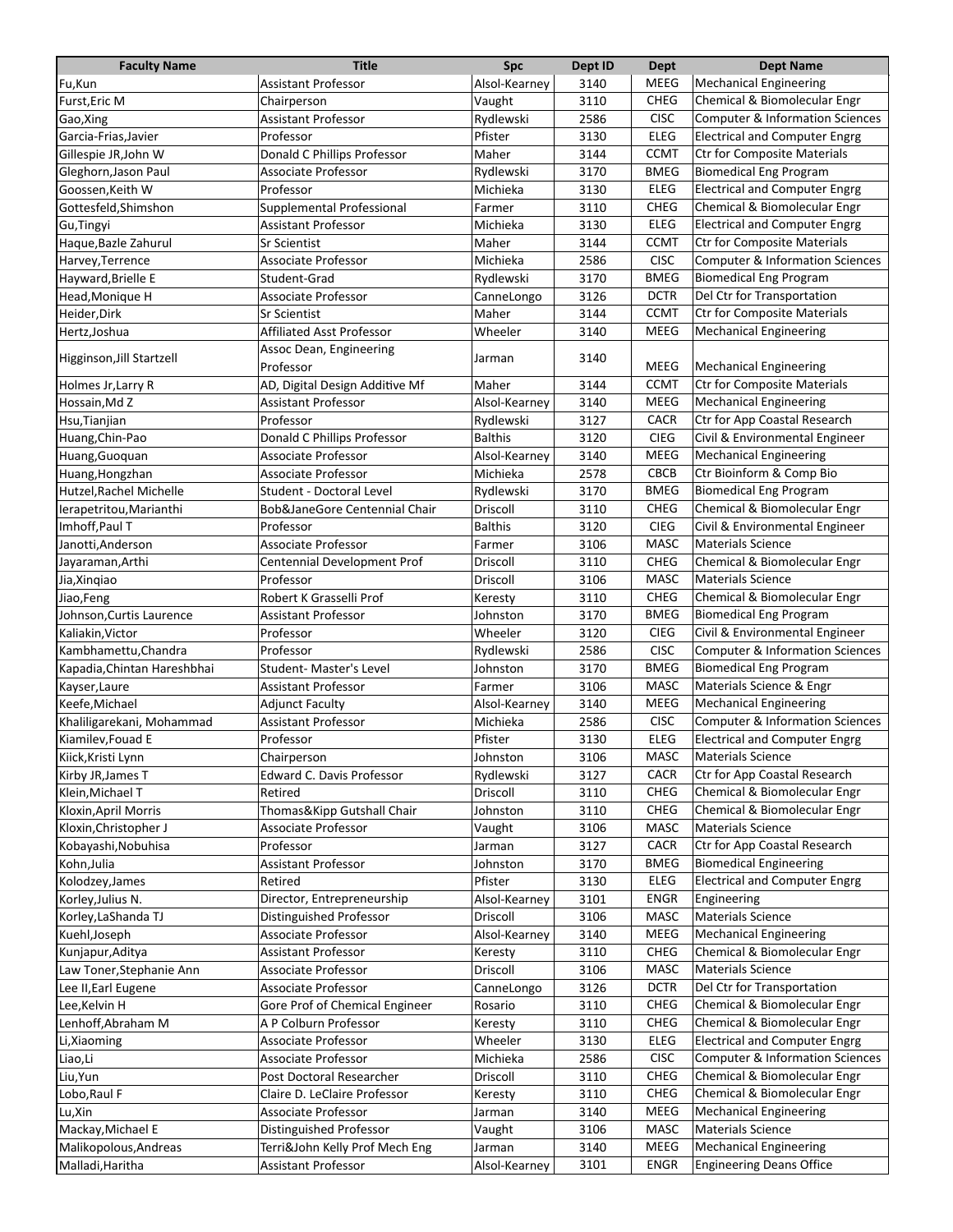| Faculty Name | Title | Spc | Dept ID | Dept | Dept Name |
|---|---|---|---|---|---|
| Fu,Kun | Assistant Professor | Alsol-Kearney | 3140 | MEEG | Mechanical Engineering |
| Furst,Eric M | Chairperson | Vaught | 3110 | CHEG | Chemical & Biomolecular Engr |
| Gao,Xing | Assistant Professor | Rydlewski | 2586 | CISC | Computer & Information Sciences |
| Garcia-Frias,Javier | Professor | Pfister | 3130 | ELEG | Electrical and Computer Engrg |
| Gillespie JR,John W | Donald C Phillips Professor | Maher | 3144 | CCMT | Ctr for Composite Materials |
| Gleghorn,Jason Paul | Associate Professor | Rydlewski | 3170 | BMEG | Biomedical Eng Program |
| Goossen,Keith W | Professor | Michieka | 3130 | ELEG | Electrical and Computer Engrg |
| Gottesfeld,Shimshon | Supplemental Professional | Farmer | 3110 | CHEG | Chemical & Biomolecular Engr |
| Gu,Tingyi | Assistant Professor | Michieka | 3130 | ELEG | Electrical and Computer Engrg |
| Haque,Bazle Zahurul | Sr Scientist | Maher | 3144 | CCMT | Ctr for Composite Materials |
| Harvey,Terrence | Associate Professor | Michieka | 2586 | CISC | Computer & Information Sciences |
| Hayward,Brielle E | Student-Grad | Rydlewski | 3170 | BMEG | Biomedical Eng Program |
| Head,Monique H | Associate Professor | CanneLongo | 3126 | DCTR | Del Ctr for Transportation |
| Heider,Dirk | Sr Scientist | Maher | 3144 | CCMT | Ctr for Composite Materials |
| Hertz,Joshua | Affiliated Asst Professor | Wheeler | 3140 | MEEG | Mechanical Engineering |
| Higginson,Jill Startzell | Assoc Dean, Engineering Professor | Jarman | 3140 | MEEG | Mechanical Engineering |
| Holmes Jr,Larry R | AD, Digital Design Additive Mf | Maher | 3144 | CCMT | Ctr for Composite Materials |
| Hossain,Md Z | Assistant Professor | Alsol-Kearney | 3140 | MEEG | Mechanical Engineering |
| Hsu,Tianjian | Professor | Rydlewski | 3127 | CACR | Ctr for App Coastal Research |
| Huang,Chin-Pao | Donald C Phillips Professor | Balthis | 3120 | CIEG | Civil & Environmental Engineer |
| Huang,Guoquan | Associate Professor | Alsol-Kearney | 3140 | MEEG | Mechanical Engineering |
| Huang,Hongzhan | Associate Professor | Michieka | 2578 | CBCB | Ctr Bioinform & Comp Bio |
| Hutzel,Rachel Michelle | Student - Doctoral Level | Rydlewski | 3170 | BMEG | Biomedical Eng Program |
| Ierapetritou,Marianthi | Bob&JaneGore Centennial Chair | Driscoll | 3110 | CHEG | Chemical & Biomolecular Engr |
| Imhoff,Paul T | Professor | Balthis | 3120 | CIEG | Civil & Environmental Engineer |
| Janotti,Anderson | Associate Professor | Farmer | 3106 | MASC | Materials Science |
| Jayaraman,Arthi | Centennial Development Prof | Driscoll | 3110 | CHEG | Chemical & Biomolecular Engr |
| Jia,Xinqiao | Professor | Driscoll | 3106 | MASC | Materials Science |
| Jiao,Feng | Robert K Grasselli Prof | Keresty | 3110 | CHEG | Chemical & Biomolecular Engr |
| Johnson,Curtis Laurence | Assistant Professor | Johnston | 3170 | BMEG | Biomedical Eng Program |
| Kaliakin,Victor | Professor | Wheeler | 3120 | CIEG | Civil & Environmental Engineer |
| Kambhamettu,Chandra | Professor | Rydlewski | 2586 | CISC | Computer & Information Sciences |
| Kapadia,Chintan Hareshbhai | Student- Master's Level | Johnston | 3170 | BMEG | Biomedical Eng Program |
| Kayser,Laure | Assistant Professor | Farmer | 3106 | MASC | Materials Science & Engr |
| Keefe,Michael | Adjunct Faculty | Alsol-Kearney | 3140 | MEEG | Mechanical Engineering |
| Khaliligarekani, Mohammad | Assistant Professor | Michieka | 2586 | CISC | Computer & Information Sciences |
| Kiamilev,Fouad E | Professor | Pfister | 3130 | ELEG | Electrical and Computer Engrg |
| Kiick,Kristi Lynn | Chairperson | Johnston | 3106 | MASC | Materials Science |
| Kirby JR,James T | Edward C. Davis Professor | Rydlewski | 3127 | CACR | Ctr for App Coastal Research |
| Klein,Michael T | Retired | Driscoll | 3110 | CHEG | Chemical & Biomolecular Engr |
| Kloxin,April Morris | Thomas&Kipp Gutshall Chair | Johnston | 3110 | CHEG | Chemical & Biomolecular Engr |
| Kloxin,Christopher J | Associate Professor | Vaught | 3106 | MASC | Materials Science |
| Kobayashi,Nobuhisa | Professor | Jarman | 3127 | CACR | Ctr for App Coastal Research |
| Kohn,Julia | Assistant Professor | Johnston | 3170 | BMEG | Biomedical Engineering |
| Kolodzey,James | Retired | Pfister | 3130 | ELEG | Electrical and Computer Engrg |
| Korley,Julius N. | Director, Entrepreneurship | Alsol-Kearney | 3101 | ENGR | Engineering |
| Korley,LaShanda TJ | Distinguished Professor | Driscoll | 3106 | MASC | Materials Science |
| Kuehl,Joseph | Associate Professor | Alsol-Kearney | 3140 | MEEG | Mechanical Engineering |
| Kunjapur,Aditya | Assistant Professor | Keresty | 3110 | CHEG | Chemical & Biomolecular Engr |
| Law Toner,Stephanie Ann | Associate Professor | Driscoll | 3106 | MASC | Materials Science |
| Lee II,Earl Eugene | Associate Professor | CanneLongo | 3126 | DCTR | Del Ctr for Transportation |
| Lee,Kelvin H | Gore Prof of Chemical Engineer | Rosario | 3110 | CHEG | Chemical & Biomolecular Engr |
| Lenhoff,Abraham M | A P Colburn Professor | Keresty | 3110 | CHEG | Chemical & Biomolecular Engr |
| Li,Xiaoming | Associate Professor | Wheeler | 3130 | ELEG | Electrical and Computer Engrg |
| Liao,Li | Associate Professor | Michieka | 2586 | CISC | Computer & Information Sciences |
| Liu,Yun | Post Doctoral Researcher | Driscoll | 3110 | CHEG | Chemical & Biomolecular Engr |
| Lobo,Raul F | Claire D. LeClaire Professor | Keresty | 3110 | CHEG | Chemical & Biomolecular Engr |
| Lu,Xin | Associate Professor | Jarman | 3140 | MEEG | Mechanical Engineering |
| Mackay,Michael E | Distinguished Professor | Vaught | 3106 | MASC | Materials Science |
| Malikopolous,Andreas | Terri&John Kelly Prof Mech Eng | Jarman | 3140 | MEEG | Mechanical Engineering |
| Malladi,Haritha | Assistant Professor | Alsol-Kearney | 3101 | ENGR | Engineering Deans Office |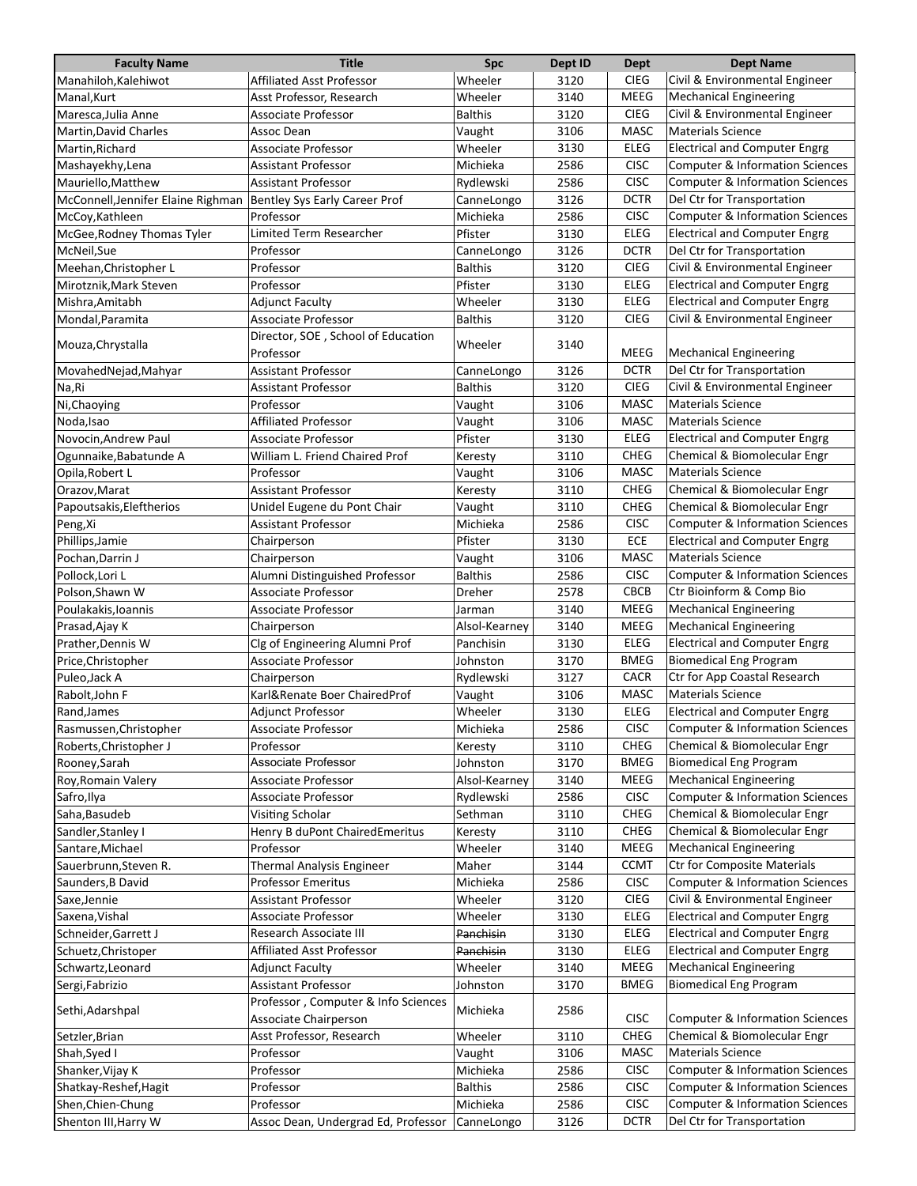| Faculty Name | Title | Spc | Dept ID | Dept | Dept Name |
| --- | --- | --- | --- | --- | --- |
| Manahiloh,Kalehiwot | Affiliated Asst Professor | Wheeler | 3120 | CIEG | Civil & Environmental Engineer |
| Manal,Kurt | Asst Professor, Research | Wheeler | 3140 | MEEG | Mechanical Engineering |
| Maresca,Julia Anne | Associate Professor | Balthis | 3120 | CIEG | Civil & Environmental Engineer |
| Martin,David Charles | Assoc Dean | Vaught | 3106 | MASC | Materials Science |
| Martin,Richard | Associate Professor | Wheeler | 3130 | ELEG | Electrical and Computer Engrg |
| Mashayekhy,Lena | Assistant Professor | Michieka | 2586 | CISC | Computer & Information Sciences |
| Mauriello,Matthew | Assistant Professor | Rydlewski | 2586 | CISC | Computer & Information Sciences |
| McConnell,Jennifer Elaine Righman | Bentley Sys Early Career Prof | CanneLongo | 3126 | DCTR | Del Ctr for Transportation |
| McCoy,Kathleen | Professor | Michieka | 2586 | CISC | Computer & Information Sciences |
| McGee,Rodney Thomas Tyler | Limited Term Researcher | Pfister | 3130 | ELEG | Electrical and Computer Engrg |
| McNeil,Sue | Professor | CanneLongo | 3126 | DCTR | Del Ctr for Transportation |
| Meehan,Christopher L | Professor | Balthis | 3120 | CIEG | Civil & Environmental Engineer |
| Mirotznik,Mark Steven | Professor | Pfister | 3130 | ELEG | Electrical and Computer Engrg |
| Mishra,Amitabh | Adjunct Faculty | Wheeler | 3130 | ELEG | Electrical and Computer Engrg |
| Mondal,Paramita | Associate Professor | Balthis | 3120 | CIEG | Civil & Environmental Engineer |
| Mouza,Chrystalla | Director, SOE , School of Education Professor | Wheeler | 3140 | MEEG | Mechanical Engineering |
| MovahedNejad,Mahyar | Assistant Professor | CanneLongo | 3126 | DCTR | Del Ctr for Transportation |
| Na,Ri | Assistant Professor | Balthis | 3120 | CIEG | Civil & Environmental Engineer |
| Ni,Chaoying | Professor | Vaught | 3106 | MASC | Materials Science |
| Noda,Isao | Affiliated Professor | Vaught | 3106 | MASC | Materials Science |
| Novocin,Andrew Paul | Associate Professor | Pfister | 3130 | ELEG | Electrical and Computer Engrg |
| Ogunnaike,Babatunde A | William L. Friend Chaired Prof | Keresty | 3110 | CHEG | Chemical & Biomolecular Engr |
| Opila,Robert L | Professor | Vaught | 3106 | MASC | Materials Science |
| Orazov,Marat | Assistant Professor | Keresty | 3110 | CHEG | Chemical & Biomolecular Engr |
| Papoutsakis,Eleftherios | Unidel Eugene du Pont Chair | Vaught | 3110 | CHEG | Chemical & Biomolecular Engr |
| Peng,Xi | Assistant Professor | Michieka | 2586 | CISC | Computer & Information Sciences |
| Phillips,Jamie | Chairperson | Pfister | 3130 | ECE | Electrical and Computer Engrg |
| Pochan,Darrin J | Chairperson | Vaught | 3106 | MASC | Materials Science |
| Pollock,Lori L | Alumni Distinguished Professor | Balthis | 2586 | CISC | Computer & Information Sciences |
| Polson,Shawn W | Associate Professor | Dreher | 2578 | CBCB | Ctr Bioinform & Comp Bio |
| Poulakakis,Ioannis | Associate Professor | Jarman | 3140 | MEEG | Mechanical Engineering |
| Prasad,Ajay K | Chairperson | Alsol-Kearney | 3140 | MEEG | Mechanical Engineering |
| Prather,Dennis W | Clg of Engineering Alumni Prof | Panchisin | 3130 | ELEG | Electrical and Computer Engrg |
| Price,Christopher | Associate Professor | Johnston | 3170 | BMEG | Biomedical Eng Program |
| Puleo,Jack A | Chairperson | Rydlewski | 3127 | CACR | Ctr for App Coastal Research |
| Rabolt,John F | Karl&Renate Boer ChairedProf | Vaught | 3106 | MASC | Materials Science |
| Rand,James | Adjunct Professor | Wheeler | 3130 | ELEG | Electrical and Computer Engrg |
| Rasmussen,Christopher | Associate Professor | Michieka | 2586 | CISC | Computer & Information Sciences |
| Roberts,Christopher J | Professor | Keresty | 3110 | CHEG | Chemical & Biomolecular Engr |
| Rooney,Sarah | Associate Professor | Johnston | 3170 | BMEG | Biomedical Eng Program |
| Roy,Romain Valery | Associate Professor | Alsol-Kearney | 3140 | MEEG | Mechanical Engineering |
| Safro,Ilya | Associate Professor | Rydlewski | 2586 | CISC | Computer & Information Sciences |
| Saha,Basudeb | Visiting Scholar | Sethman | 3110 | CHEG | Chemical & Biomolecular Engr |
| Sandler,Stanley I | Henry B duPont ChairedEmeritus | Keresty | 3110 | CHEG | Chemical & Biomolecular Engr |
| Santare,Michael | Professor | Wheeler | 3140 | MEEG | Mechanical Engineering |
| Sauerbrunn,Steven R. | Thermal Analysis Engineer | Maher | 3144 | CCMT | Ctr for Composite Materials |
| Saunders,B David | Professor Emeritus | Michieka | 2586 | CISC | Computer & Information Sciences |
| Saxe,Jennie | Assistant Professor | Wheeler | 3120 | CIEG | Civil & Environmental Engineer |
| Saxena,Vishal | Associate Professor | Wheeler | 3130 | ELEG | Electrical and Computer Engrg |
| Schneider,Garrett J | Research Associate III | ~~Panchisin~~ | 3130 | ELEG | Electrical and Computer Engrg |
| Schuetz,Christoper | Affiliated Asst Professor | ~~Panchisin~~ | 3130 | ELEG | Electrical and Computer Engrg |
| Schwartz,Leonard | Adjunct Faculty | Wheeler | 3140 | MEEG | Mechanical Engineering |
| Sergi,Fabrizio | Assistant Professor | Johnston | 3170 | BMEG | Biomedical Eng Program |
| Sethi,Adarshpal | Professor , Computer & Info Sciences Associate Chairperson | Michieka | 2586 | CISC | Computer & Information Sciences |
| Setzler,Brian | Asst Professor, Research | Wheeler | 3110 | CHEG | Chemical & Biomolecular Engr |
| Shah,Syed I | Professor | Vaught | 3106 | MASC | Materials Science |
| Shanker,Vijay K | Professor | Michieka | 2586 | CISC | Computer & Information Sciences |
| Shatkay-Reshef,Hagit | Professor | Balthis | 2586 | CISC | Computer & Information Sciences |
| Shen,Chien-Chung | Professor | Michieka | 2586 | CISC | Computer & Information Sciences |
| Shenton III,Harry W | Assoc Dean, Undergrad Ed, Professor | CanneLongo | 3126 | DCTR | Del Ctr for Transportation |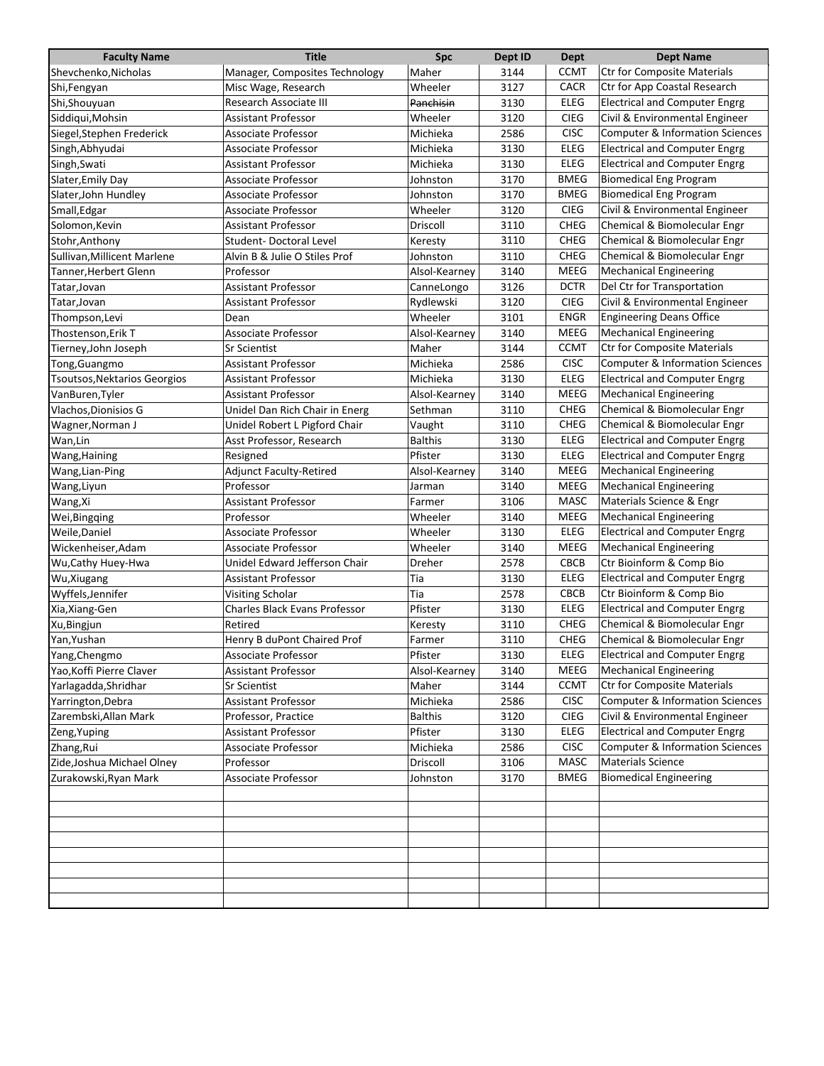| Faculty Name | Title | Spc | Dept ID | Dept | Dept Name |
|---|---|---|---|---|---|
| Shevchenko,Nicholas | Manager, Composites Technology | Maher | 3144 | CCMT | Ctr for Composite Materials |
| Shi,Fengyan | Misc Wage, Research | Wheeler | 3127 | CACR | Ctr for App Coastal Research |
| Shi,Shouyuan | Research Associate III | ~~Panchisin~~ | 3130 | ELEG | Electrical and Computer Engrg |
| Siddiqui,Mohsin | Assistant Professor | Wheeler | 3120 | CIEG | Civil & Environmental Engineer |
| Siegel,Stephen Frederick | Associate Professor | Michieka | 2586 | CISC | Computer & Information Sciences |
| Singh,Abhyudai | Associate Professor | Michieka | 3130 | ELEG | Electrical and Computer Engrg |
| Singh,Swati | Assistant Professor | Michieka | 3130 | ELEG | Electrical and Computer Engrg |
| Slater,Emily Day | Associate Professor | Johnston | 3170 | BMEG | Biomedical Eng Program |
| Slater,John Hundley | Associate Professor | Johnston | 3170 | BMEG | Biomedical Eng Program |
| Small,Edgar | Associate Professor | Wheeler | 3120 | CIEG | Civil & Environmental Engineer |
| Solomon,Kevin | Assistant Professor | Driscoll | 3110 | CHEG | Chemical & Biomolecular Engr |
| Stohr,Anthony | Student- Doctoral Level | Keresty | 3110 | CHEG | Chemical & Biomolecular Engr |
| Sullivan,Millicent Marlene | Alvin B & Julie O Stiles Prof | Johnston | 3110 | CHEG | Chemical & Biomolecular Engr |
| Tanner,Herbert Glenn | Professor | Alsol-Kearney | 3140 | MEEG | Mechanical Engineering |
| Tatar,Jovan | Assistant Professor | CanneLongo | 3126 | DCTR | Del Ctr for Transportation |
| Tatar,Jovan | Assistant Professor | Rydlewski | 3120 | CIEG | Civil & Environmental Engineer |
| Thompson,Levi | Dean | Wheeler | 3101 | ENGR | Engineering Deans Office |
| Thostenson,Erik T | Associate Professor | Alsol-Kearney | 3140 | MEEG | Mechanical Engineering |
| Tierney,John Joseph | Sr Scientist | Maher | 3144 | CCMT | Ctr for Composite Materials |
| Tong,Guangmo | Assistant Professor | Michieka | 2586 | CISC | Computer & Information Sciences |
| Tsoutsos,Nektarios Georgios | Assistant Professor | Michieka | 3130 | ELEG | Electrical and Computer Engrg |
| VanBuren,Tyler | Assistant Professor | Alsol-Kearney | 3140 | MEEG | Mechanical Engineering |
| Vlachos,Dionisios G | Unidel Dan Rich Chair in Energ | Sethman | 3110 | CHEG | Chemical & Biomolecular Engr |
| Wagner,Norman J | Unidel Robert L Pigford Chair | Vaught | 3110 | CHEG | Chemical & Biomolecular Engr |
| Wan,Lin | Asst Professor, Research | Balthis | 3130 | ELEG | Electrical and Computer Engrg |
| Wang,Haining | Resigned | Pfister | 3130 | ELEG | Electrical and Computer Engrg |
| Wang,Lian-Ping | Adjunct Faculty-Retired | Alsol-Kearney | 3140 | MEEG | Mechanical Engineering |
| Wang,Liyun | Professor | Jarman | 3140 | MEEG | Mechanical Engineering |
| Wang,Xi | Assistant Professor | Farmer | 3106 | MASC | Materials Science & Engr |
| Wei,Bingqing | Professor | Wheeler | 3140 | MEEG | Mechanical Engineering |
| Weile,Daniel | Associate Professor | Wheeler | 3130 | ELEG | Electrical and Computer Engrg |
| Wickenheiser,Adam | Associate Professor | Wheeler | 3140 | MEEG | Mechanical Engineering |
| Wu,Cathy Huey-Hwa | Unidel Edward Jefferson Chair | Dreher | 2578 | CBCB | Ctr Bioinform & Comp Bio |
| Wu,Xiugang | Assistant Professor | Tia | 3130 | ELEG | Electrical and Computer Engrg |
| Wyffels,Jennifer | Visiting Scholar | Tia | 2578 | CBCB | Ctr Bioinform & Comp Bio |
| Xia,Xiang-Gen | Charles Black Evans Professor | Pfister | 3130 | ELEG | Electrical and Computer Engrg |
| Xu,Bingjun | Retired | Keresty | 3110 | CHEG | Chemical & Biomolecular Engr |
| Yan,Yushan | Henry B duPont Chaired Prof | Farmer | 3110 | CHEG | Chemical & Biomolecular Engr |
| Yang,Chengmo | Associate Professor | Pfister | 3130 | ELEG | Electrical and Computer Engrg |
| Yao,Koffi Pierre Claver | Assistant Professor | Alsol-Kearney | 3140 | MEEG | Mechanical Engineering |
| Yarlagadda,Shridhar | Sr Scientist | Maher | 3144 | CCMT | Ctr for Composite Materials |
| Yarrington,Debra | Assistant Professor | Michieka | 2586 | CISC | Computer & Information Sciences |
| Zarembski,Allan Mark | Professor, Practice | Balthis | 3120 | CIEG | Civil & Environmental Engineer |
| Zeng,Yuping | Assistant Professor | Pfister | 3130 | ELEG | Electrical and Computer Engrg |
| Zhang,Rui | Associate Professor | Michieka | 2586 | CISC | Computer & Information Sciences |
| Zide,Joshua Michael Olney | Professor | Driscoll | 3106 | MASC | Materials Science |
| Zurakowski,Ryan Mark | Associate Professor | Johnston | 3170 | BMEG | Biomedical Engineering |